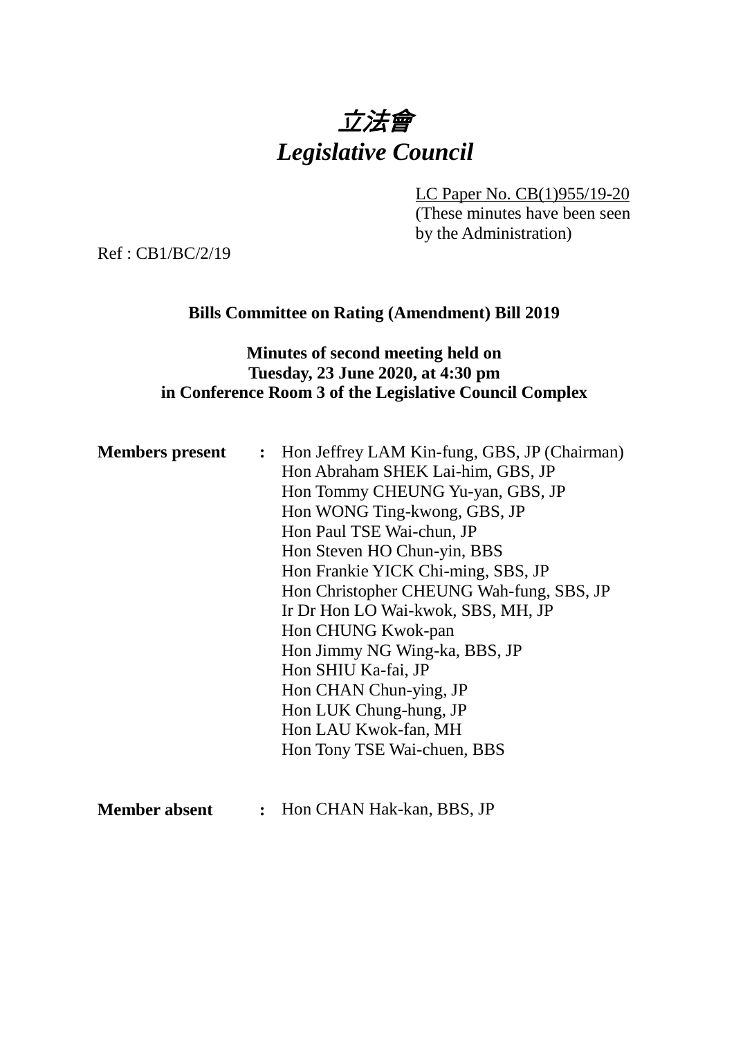# *立法會*
# *Legislative Council*

LC Paper No. CB(1)955/19-20
(These minutes have been seen by the Administration)

Ref : CB1/BC/2/19

**Bills Committee on Rating (Amendment) Bill 2019**

**Minutes of second meeting held on**
**Tuesday, 23 June 2020, at 4:30 pm**
**in Conference Room 3 of the Legislative Council Complex**

**Members present** : Hon Jeffrey LAM Kin-fung, GBS, JP (Chairman)
Hon Abraham SHEK Lai-him, GBS, JP
Hon Tommy CHEUNG Yu-yan, GBS, JP
Hon WONG Ting-kwong, GBS, JP
Hon Paul TSE Wai-chun, JP
Hon Steven HO Chun-yin, BBS
Hon Frankie YICK Chi-ming, SBS, JP
Hon Christopher CHEUNG Wah-fung, SBS, JP
Ir Dr Hon LO Wai-kwok, SBS, MH, JP
Hon CHUNG Kwok-pan
Hon Jimmy NG Wing-ka, BBS, JP
Hon SHIU Ka-fai, JP
Hon CHAN Chun-ying, JP
Hon LUK Chung-hung, JP
Hon LAU Kwok-fan, MH
Hon Tony TSE Wai-chuen, BBS

**Member absent** : Hon CHAN Hak-kan, BBS, JP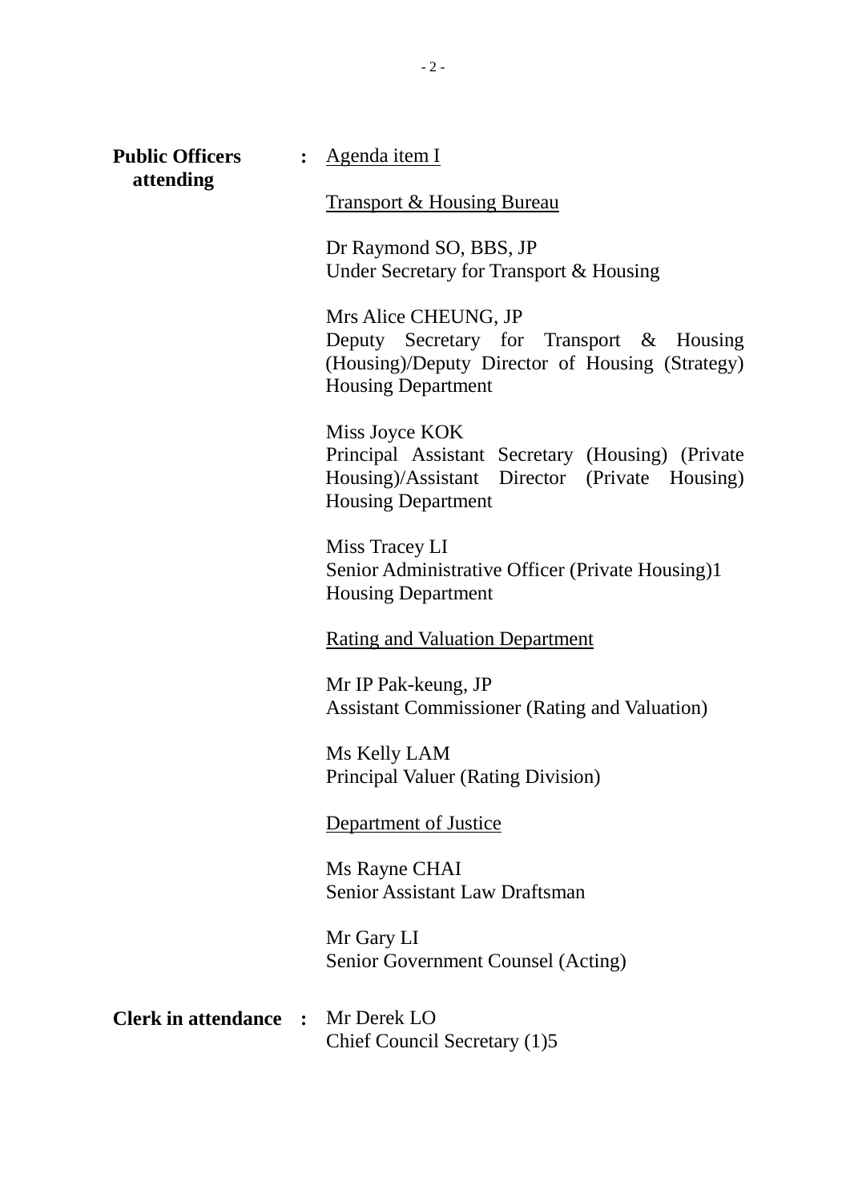**Public Officers attending** : <u>Agenda item I</u>

<u>Transport & Housing Bureau</u>

Dr Raymond SO, BBS, JP
Under Secretary for Transport & Housing

Mrs Alice CHEUNG, JP
Deputy Secretary for Transport & Housing (Housing)/Deputy Director of Housing (Strategy)
Housing Department

Miss Joyce KOK
Principal Assistant Secretary (Housing) (Private Housing)/Assistant Director (Private Housing)
Housing Department

Miss Tracey LI
Senior Administrative Officer (Private Housing)1
Housing Department

<u>Rating and Valuation Department</u>

Mr IP Pak-keung, JP
Assistant Commissioner (Rating and Valuation)

Ms Kelly LAM
Principal Valuer (Rating Division)

<u>Department of Justice</u>

Ms Rayne CHAI
Senior Assistant Law Draftsman

Mr Gary LI
Senior Government Counsel (Acting)

**Clerk in attendance** : Mr Derek LO
Chief Council Secretary (1)5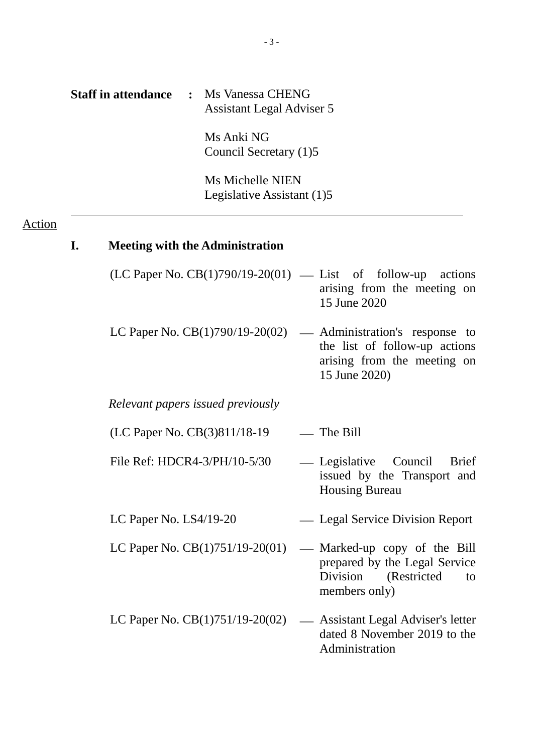**Staff in attendance** : Ms Vanessa CHENG
Assistant Legal Adviser 5

Ms Anki NG
Council Secretary (1)5

Ms Michelle NIEN
Legislative Assistant (1)5

---

Action

## I. Meeting with the Administration

(LC Paper No. CB(1)790/19-20(01) — List of follow-up actions arising from the meeting on 15 June 2020

LC Paper No. CB(1)790/19-20(02) — Administration's response to the list of follow-up actions arising from the meeting on 15 June 2020)

*Relevant papers issued previously*

(LC Paper No. CB(3)811/18-19 — The Bill

File Ref: HDCR4-3/PH/10-5/30 — Legislative Council Brief issued by the Transport and Housing Bureau

LC Paper No. LS4/19-20 — Legal Service Division Report

LC Paper No. CB(1)751/19-20(01) — Marked-up copy of the Bill prepared by the Legal Service Division (Restricted to members only)

LC Paper No. CB(1)751/19-20(02) — Assistant Legal Adviser's letter dated 8 November 2019 to the Administration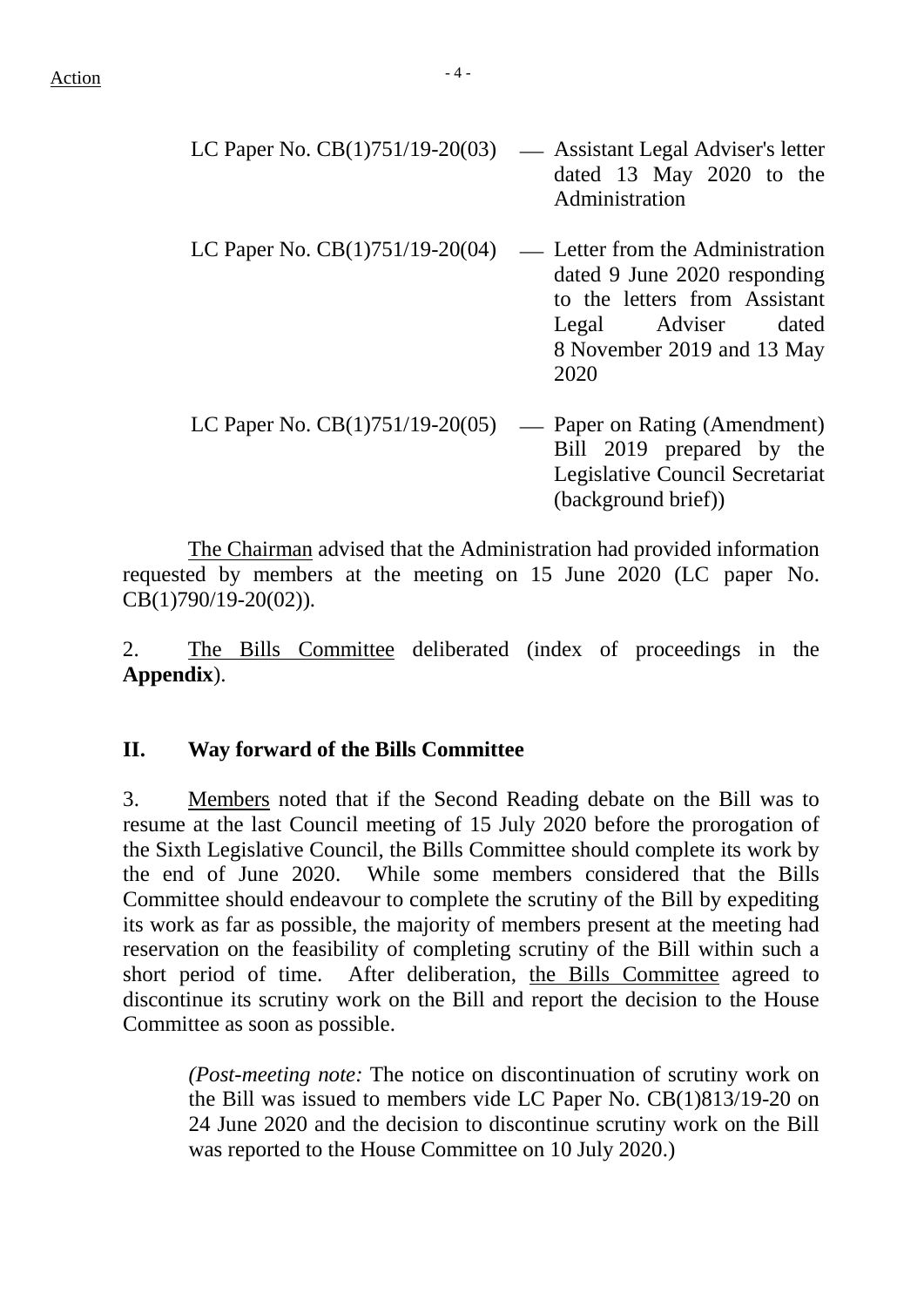Action

LC Paper No. CB(1)751/19-20(03) — Assistant Legal Adviser's letter dated 13 May 2020 to the Administration

LC Paper No. CB(1)751/19-20(04) — Letter from the Administration dated 9 June 2020 responding to the letters from Assistant Legal Adviser dated 8 November 2019 and 13 May 2020

LC Paper No. CB(1)751/19-20(05) — Paper on Rating (Amendment) Bill 2019 prepared by the Legislative Council Secretariat (background brief))

The Chairman advised that the Administration had provided information requested by members at the meeting on 15 June 2020 (LC paper No. CB(1)790/19-20(02)).

2. The Bills Committee deliberated (index of proceedings in the **Appendix**).

## II. Way forward of the Bills Committee

3. Members noted that if the Second Reading debate on the Bill was to resume at the last Council meeting of 15 July 2020 before the prorogation of the Sixth Legislative Council, the Bills Committee should complete its work by the end of June 2020. While some members considered that the Bills Committee should endeavour to complete the scrutiny of the Bill by expediting its work as far as possible, the majority of members present at the meeting had reservation on the feasibility of completing scrutiny of the Bill within such a short period of time. After deliberation, the Bills Committee agreed to discontinue its scrutiny work on the Bill and report the decision to the House Committee as soon as possible.

> *(Post-meeting note:* The notice on discontinuation of scrutiny work on the Bill was issued to members vide LC Paper No. CB(1)813/19-20 on 24 June 2020 and the decision to discontinue scrutiny work on the Bill was reported to the House Committee on 10 July 2020.)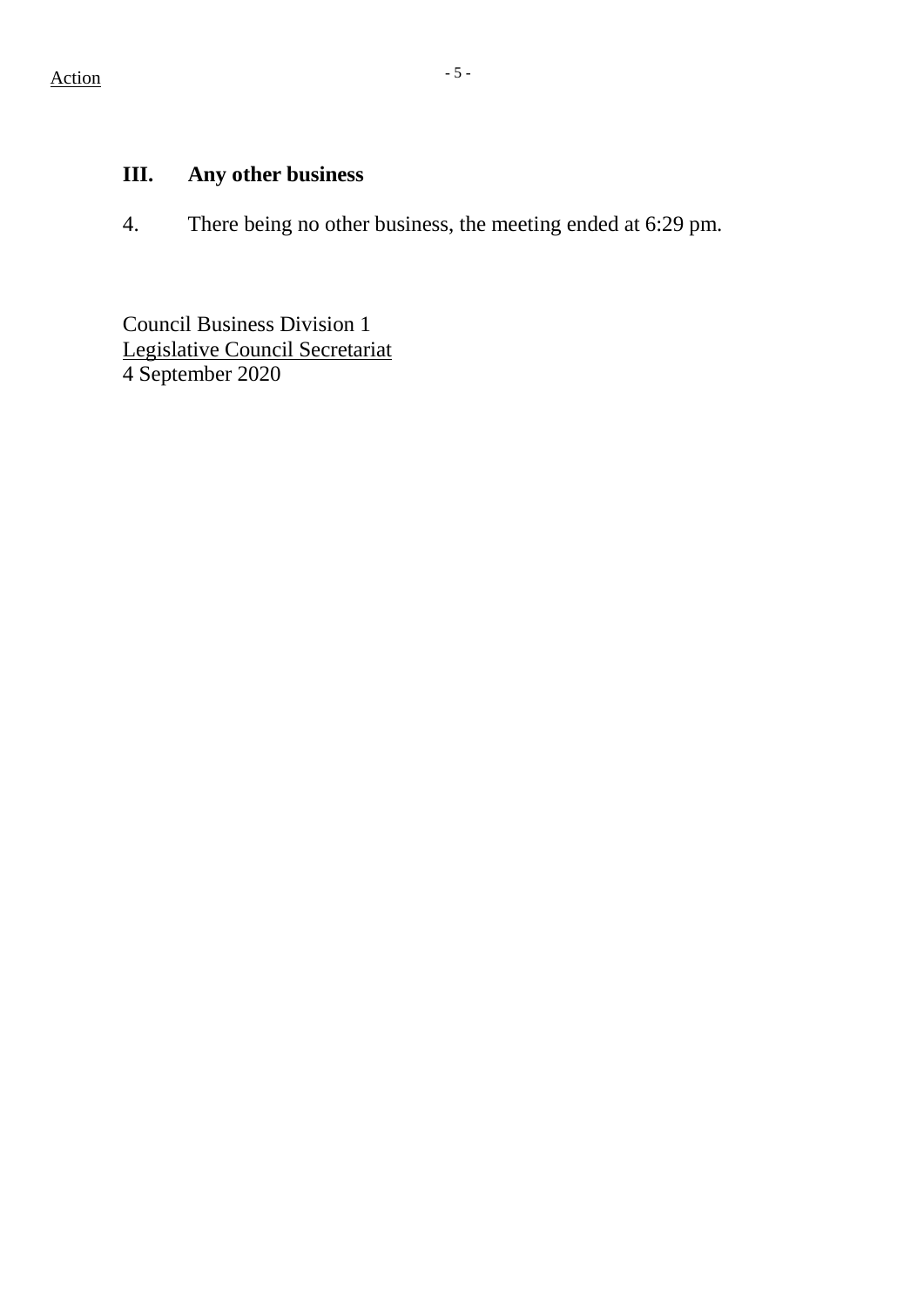### III. Any other business

4. There being no other business, the meeting ended at 6:29 pm.

Council Business Division 1
Legislative Council Secretariat
4 September 2020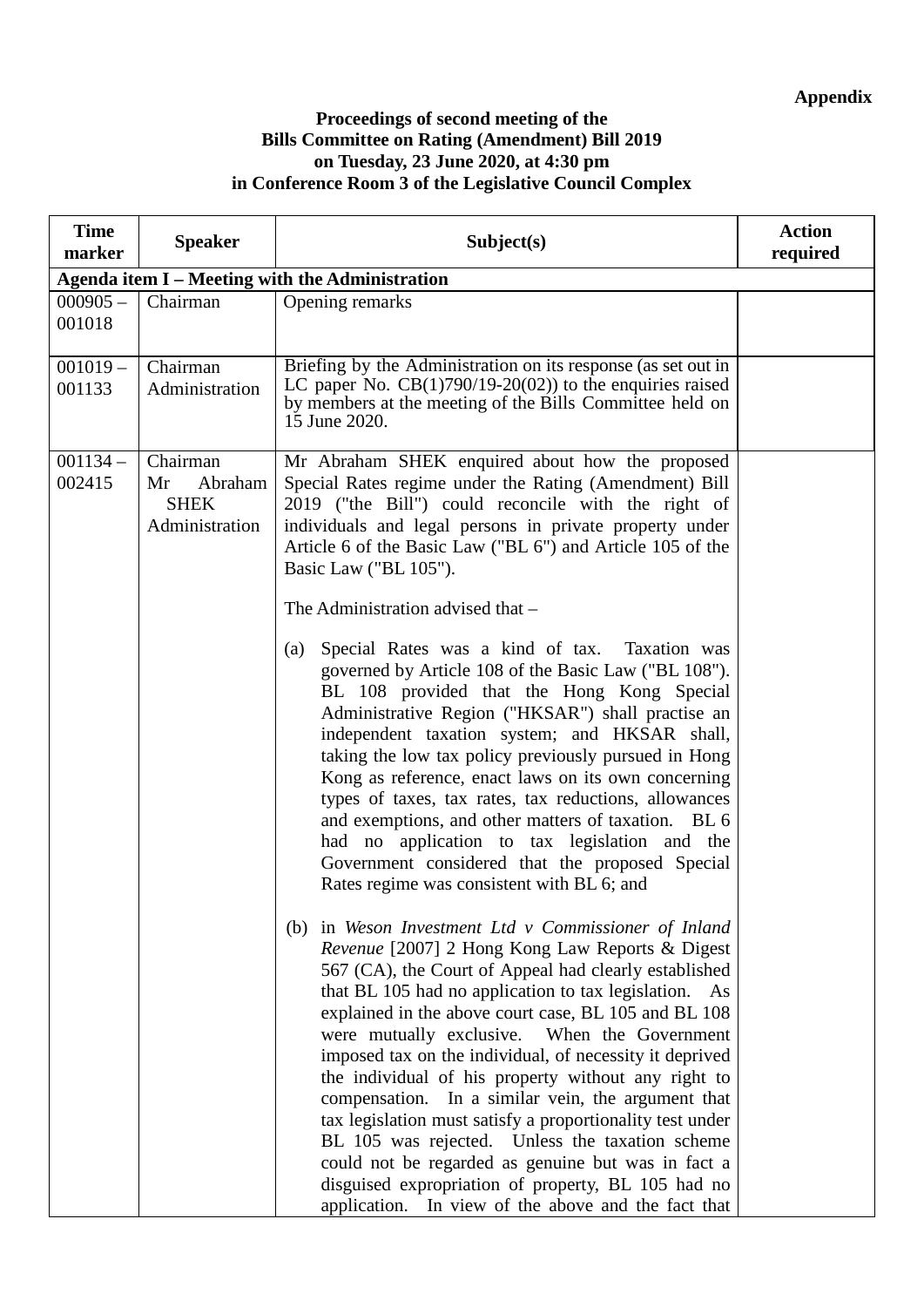**Appendix**

**Proceedings of second meeting of the**
**Bills Committee on Rating (Amendment) Bill 2019**
**on Tuesday, 23 June 2020, at 4:30 pm**
**in Conference Room 3 of the Legislative Council Complex**

| Time marker | Speaker | Subject(s) | Action required |
|---|---|---|---|
| **Agenda item I – Meeting with the Administration** | | | |
| 000905 – 001018 | Chairman | Opening remarks | |
| 001019 – 001133 | Chairman<br>Administration | Briefing by the Administration on its response (as set out in LC paper No. CB(1)790/19-20(02)) to the enquiries raised by members at the meeting of the Bills Committee held on 15 June 2020. | |
| 001134 – 002415 | Chairman<br>Mr Abraham SHEK<br>Administration | Mr Abraham SHEK enquired about how the proposed Special Rates regime under the Rating (Amendment) Bill 2019 ("the Bill") could reconcile with the right of individuals and legal persons in private property under Article 6 of the Basic Law ("BL 6") and Article 105 of the Basic Law ("BL 105").<br><br>The Administration advised that –<br><br>(a) Special Rates was a kind of tax. Taxation was governed by Article 108 of the Basic Law ("BL 108"). BL 108 provided that the Hong Kong Special Administrative Region ("HKSAR") shall practise an independent taxation system; and HKSAR shall, taking the low tax policy previously pursued in Hong Kong as reference, enact laws on its own concerning types of taxes, tax rates, tax reductions, allowances and exemptions, and other matters of taxation. BL 6 had no application to tax legislation and the Government considered that the proposed Special Rates regime was consistent with BL 6; and<br><br>(b) in *Weson Investment Ltd v Commissioner of Inland Revenue* [2007] 2 Hong Kong Law Reports & Digest 567 (CA), the Court of Appeal had clearly established that BL 105 had no application to tax legislation. As explained in the above court case, BL 105 and BL 108 were mutually exclusive. When the Government imposed tax on the individual, of necessity it deprived the individual of his property without any right to compensation. In a similar vein, the argument that tax legislation must satisfy a proportionality test under BL 105 was rejected. Unless the taxation scheme could not be regarded as genuine but was in fact a disguised expropriation of property, BL 105 had no application. In view of the above and the fact that | |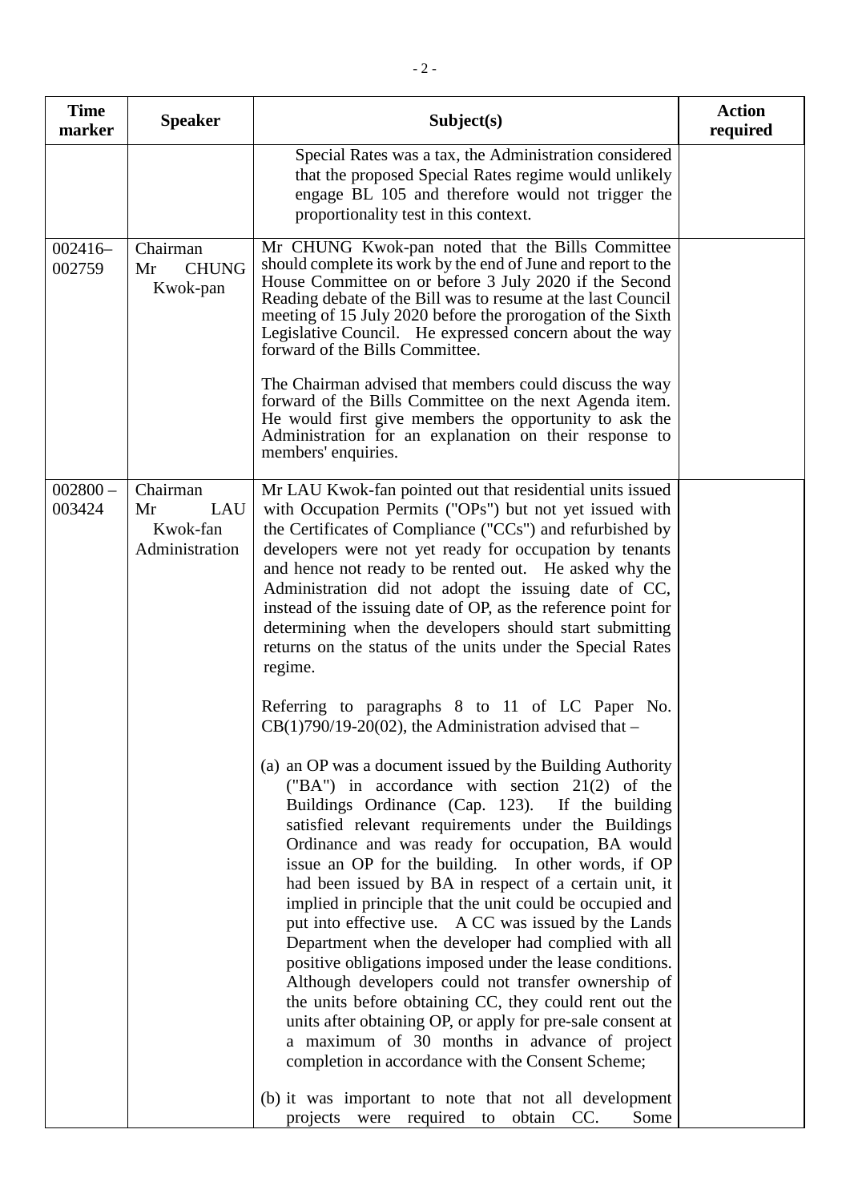| Time marker | Speaker | Subject(s) | Action required |
|---|---|---|---|
| | | Special Rates was a tax, the Administration considered that the proposed Special Rates regime would unlikely engage BL 105 and therefore would not trigger the proportionality test in this context. | |
| 002416–002759 | Chairman<br>Mr CHUNG Kwok-pan | Mr CHUNG Kwok-pan noted that the Bills Committee should complete its work by the end of June and report to the House Committee on or before 3 July 2020 if the Second Reading debate of the Bill was to resume at the last Council meeting of 15 July 2020 before the prorogation of the Sixth Legislative Council. He expressed concern about the way forward of the Bills Committee.<br><br>The Chairman advised that members could discuss the way forward of the Bills Committee on the next Agenda item. He would first give members the opportunity to ask the Administration for an explanation on their response to members' enquiries. | |
| 002800 – 003424 | Chairman<br>Mr LAU Kwok-fan<br>Administration | Mr LAU Kwok-fan pointed out that residential units issued with Occupation Permits ("OPs") but not yet issued with the Certificates of Compliance ("CCs") and refurbished by developers were not yet ready for occupation by tenants and hence not ready to be rented out. He asked why the Administration did not adopt the issuing date of CC, instead of the issuing date of OP, as the reference point for determining when the developers should start submitting returns on the status of the units under the Special Rates regime.<br><br>Referring to paragraphs 8 to 11 of LC Paper No. CB(1)790/19-20(02), the Administration advised that –<br><br>(a) an OP was a document issued by the Building Authority ("BA") in accordance with section 21(2) of the Buildings Ordinance (Cap. 123). If the building satisfied relevant requirements under the Buildings Ordinance and was ready for occupation, BA would issue an OP for the building. In other words, if OP had been issued by BA in respect of a certain unit, it implied in principle that the unit could be occupied and put into effective use. A CC was issued by the Lands Department when the developer had complied with all positive obligations imposed under the lease conditions. Although developers could not transfer ownership of the units before obtaining CC, they could rent out the units after obtaining OP, or apply for pre-sale consent at a maximum of 30 months in advance of project completion in accordance with the Consent Scheme;<br><br>(b) it was important to note that not all development projects were required to obtain CC. Some | |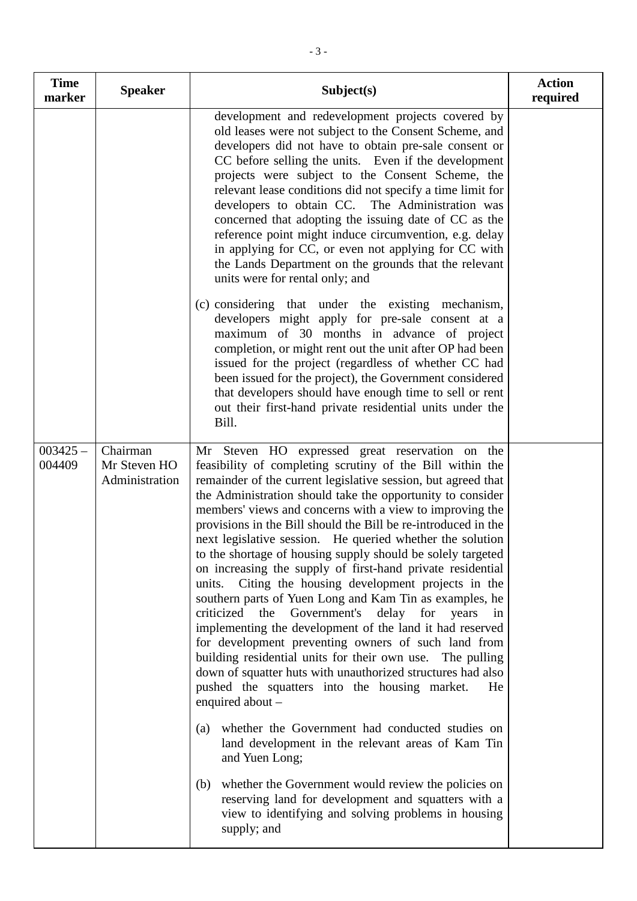| Time marker | Speaker | Subject(s) | Action required |
|---|---|---|---|
| | | development and redevelopment projects covered by old leases were not subject to the Consent Scheme, and developers did not have to obtain pre-sale consent or CC before selling the units. Even if the development projects were subject to the Consent Scheme, the relevant lease conditions did not specify a time limit for developers to obtain CC. The Administration was concerned that adopting the issuing date of CC as the reference point might induce circumvention, e.g. delay in applying for CC, or even not applying for CC with the Lands Department on the grounds that the relevant units were for rental only; and<br><br>(c) considering that under the existing mechanism, developers might apply for pre-sale consent at a maximum of 30 months in advance of project completion, or might rent out the unit after OP had been issued for the project (regardless of whether CC had been issued for the project), the Government considered that developers should have enough time to sell or rent out their first-hand private residential units under the Bill. | |
| 003425 – 004409 | Chairman<br>Mr Steven HO<br>Administration | Mr Steven HO expressed great reservation on the feasibility of completing scrutiny of the Bill within the remainder of the current legislative session, but agreed that the Administration should take the opportunity to consider members' views and concerns with a view to improving the provisions in the Bill should the Bill be re-introduced in the next legislative session. He queried whether the solution to the shortage of housing supply should be solely targeted on increasing the supply of first-hand private residential units. Citing the housing development projects in the southern parts of Yuen Long and Kam Tin as examples, he criticized the Government's delay for years in implementing the development of the land it had reserved for development preventing owners of such land from building residential units for their own use. The pulling down of squatter huts with unauthorized structures had also pushed the squatters into the housing market. He enquired about –<br><br>(a) whether the Government had conducted studies on land development in the relevant areas of Kam Tin and Yuen Long;<br><br>(b) whether the Government would review the policies on reserving land for development and squatters with a view to identifying and solving problems in housing supply; and | |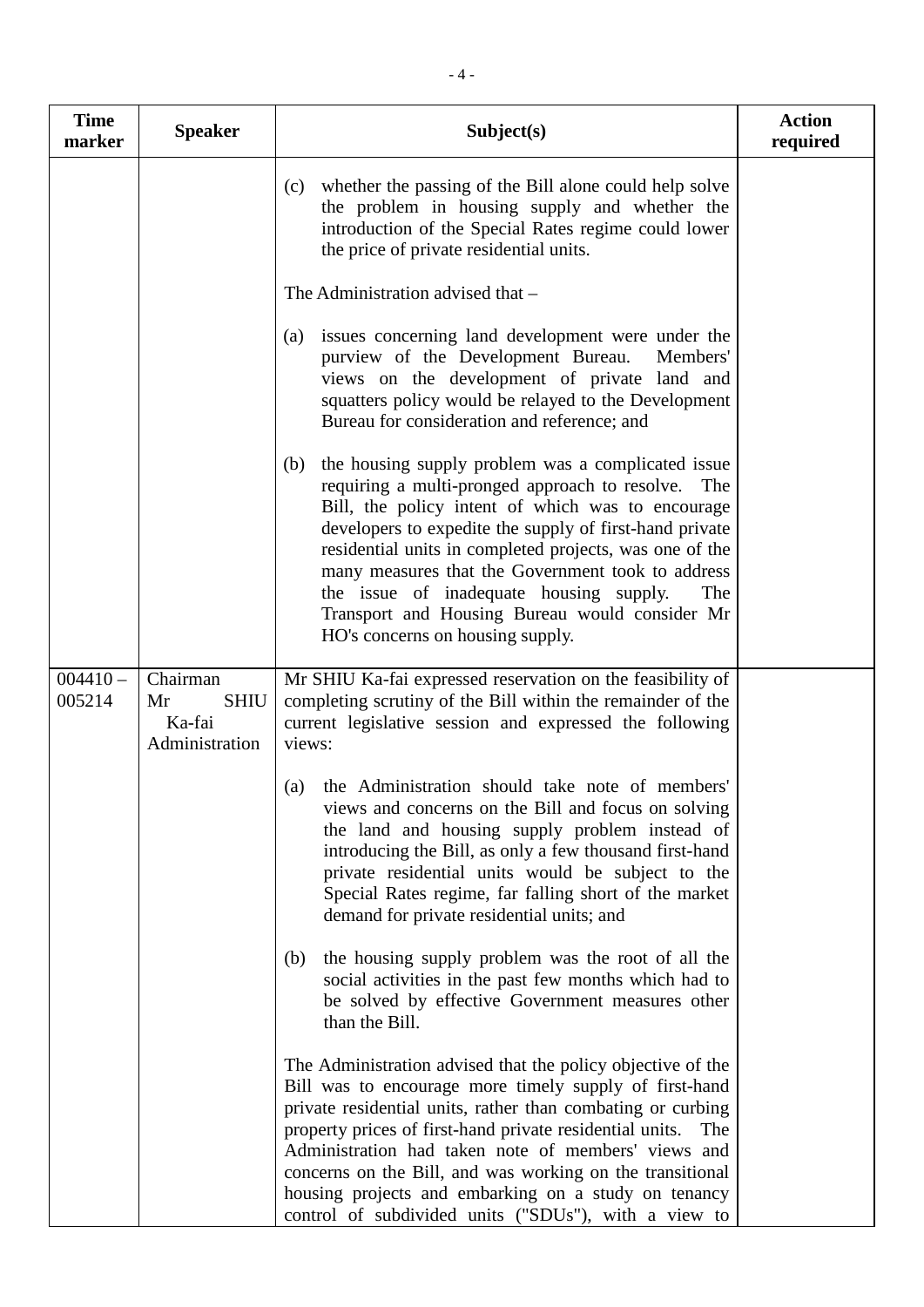| Time marker | Speaker | Subject(s) | Action required |
|---|---|---|---|
| | | (c) whether the passing of the Bill alone could help solve the problem in housing supply and whether the introduction of the Special Rates regime could lower the price of private residential units.<br><br>The Administration advised that –<br><br>(a) issues concerning land development were under the purview of the Development Bureau. Members' views on the development of private land and squatters policy would be relayed to the Development Bureau for consideration and reference; and<br><br>(b) the housing supply problem was a complicated issue requiring a multi-pronged approach to resolve. The Bill, the policy intent of which was to encourage developers to expedite the supply of first-hand private residential units in completed projects, was one of the many measures that the Government took to address the issue of inadequate housing supply. The Transport and Housing Bureau would consider Mr HO's concerns on housing supply. | |
| 004410 – 005214 | Chairman<br>Mr SHIU Ka-fai<br>Administration | Mr SHIU Ka-fai expressed reservation on the feasibility of completing scrutiny of the Bill within the remainder of the current legislative session and expressed the following views:<br><br>(a) the Administration should take note of members' views and concerns on the Bill and focus on solving the land and housing supply problem instead of introducing the Bill, as only a few thousand first-hand private residential units would be subject to the Special Rates regime, far falling short of the market demand for private residential units; and<br><br>(b) the housing supply problem was the root of all the social activities in the past few months which had to be solved by effective Government measures other than the Bill.<br><br>The Administration advised that the policy objective of the Bill was to encourage more timely supply of first-hand private residential units, rather than combating or curbing property prices of first-hand private residential units. The Administration had taken note of members' views and concerns on the Bill, and was working on the transitional housing projects and embarking on a study on tenancy control of subdivided units ("SDUs"), with a view to | |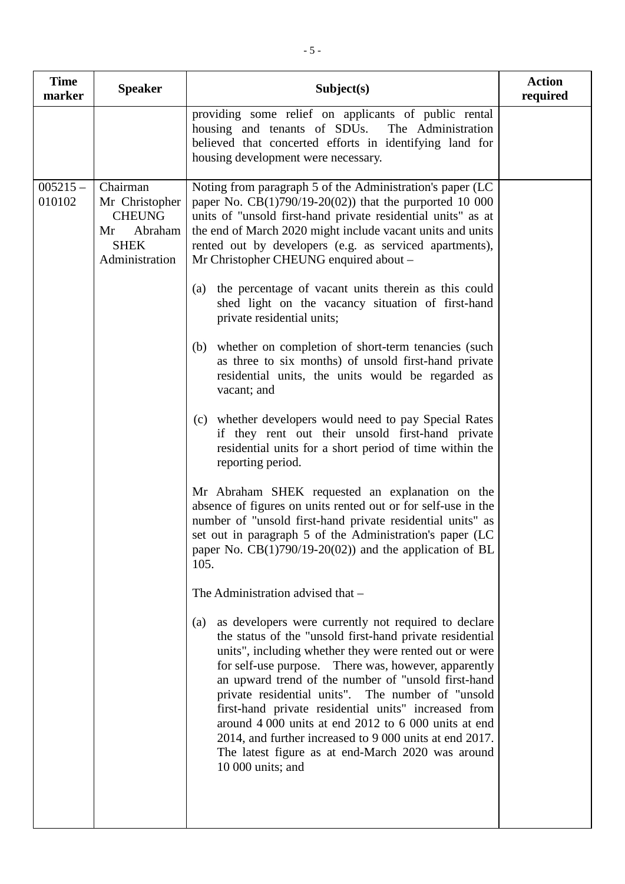| Time marker | Speaker | Subject(s) | Action required |
|---|---|---|---|
| | | providing some relief on applicants of public rental housing and tenants of SDUs. The Administration believed that concerted efforts in identifying land for housing development were necessary. | |
| 005215 – 010102 | Chairman<br>Mr Christopher CHEUNG<br>Mr Abraham SHEK<br>Administration | Noting from paragraph 5 of the Administration's paper (LC paper No. CB(1)790/19-20(02)) that the purported 10 000 units of "unsold first-hand private residential units" as at the end of March 2020 might include vacant units and units rented out by developers (e.g. as serviced apartments), Mr Christopher CHEUNG enquired about –<br><br>(a) the percentage of vacant units therein as this could shed light on the vacancy situation of first-hand private residential units;<br><br>(b) whether on completion of short-term tenancies (such as three to six months) of unsold first-hand private residential units, the units would be regarded as vacant; and<br><br>(c) whether developers would need to pay Special Rates if they rent out their unsold first-hand private residential units for a short period of time within the reporting period.<br><br>Mr Abraham SHEK requested an explanation on the absence of figures on units rented out or for self-use in the number of "unsold first-hand private residential units" as set out in paragraph 5 of the Administration's paper (LC paper No. CB(1)790/19-20(02)) and the application of BL 105.<br><br>The Administration advised that –<br><br>(a) as developers were currently not required to declare the status of the "unsold first-hand private residential units", including whether they were rented out or were for self-use purpose. There was, however, apparently an upward trend of the number of "unsold first-hand private residential units". The number of "unsold first-hand private residential units" increased from around 4 000 units at end 2012 to 6 000 units at end 2014, and further increased to 9 000 units at end 2017. The latest figure as at end-March 2020 was around 10 000 units; and | |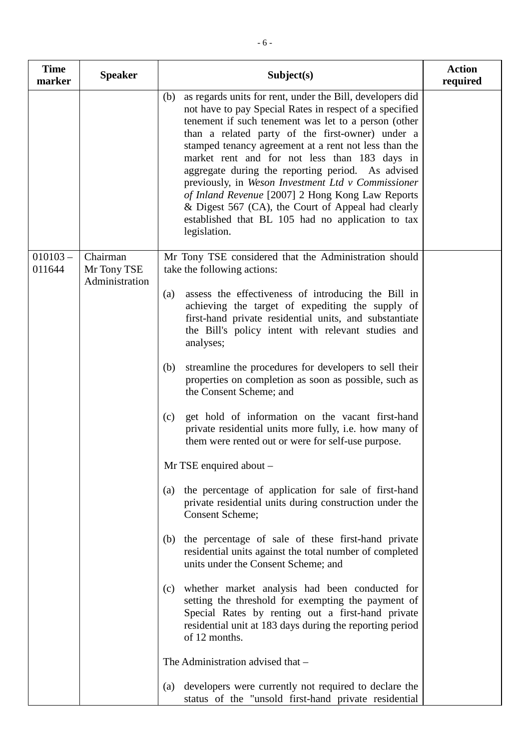| Time marker | Speaker | Subject(s) | Action required |
|---|---|---|---|
| | | (b) as regards units for rent, under the Bill, developers did not have to pay Special Rates in respect of a specified tenement if such tenement was let to a person (other than a related party of the first-owner) under a stamped tenancy agreement at a rent not less than the market rent and for not less than 183 days in aggregate during the reporting period. As advised previously, in *Weson Investment Ltd v Commissioner of Inland Revenue* [2007] 2 Hong Kong Law Reports & Digest 567 (CA), the Court of Appeal had clearly established that BL 105 had no application to tax legislation. | |
| 010103 – 011644 | Chairman<br>Mr Tony TSE<br>Administration | Mr Tony TSE considered that the Administration should take the following actions:<br><br>(a) assess the effectiveness of introducing the Bill in achieving the target of expediting the supply of first-hand private residential units, and substantiate the Bill's policy intent with relevant studies and analyses;<br><br>(b) streamline the procedures for developers to sell their properties on completion as soon as possible, such as the Consent Scheme; and<br><br>(c) get hold of information on the vacant first-hand private residential units more fully, i.e. how many of them were rented out or were for self-use purpose.<br><br>Mr TSE enquired about –<br><br>(a) the percentage of application for sale of first-hand private residential units during construction under the Consent Scheme;<br><br>(b) the percentage of sale of these first-hand private residential units against the total number of completed units under the Consent Scheme; and<br><br>(c) whether market analysis had been conducted for setting the threshold for exempting the payment of Special Rates by renting out a first-hand private residential unit at 183 days during the reporting period of 12 months.<br><br>The Administration advised that –<br><br>(a) developers were currently not required to declare the status of the "unsold first-hand private residential | |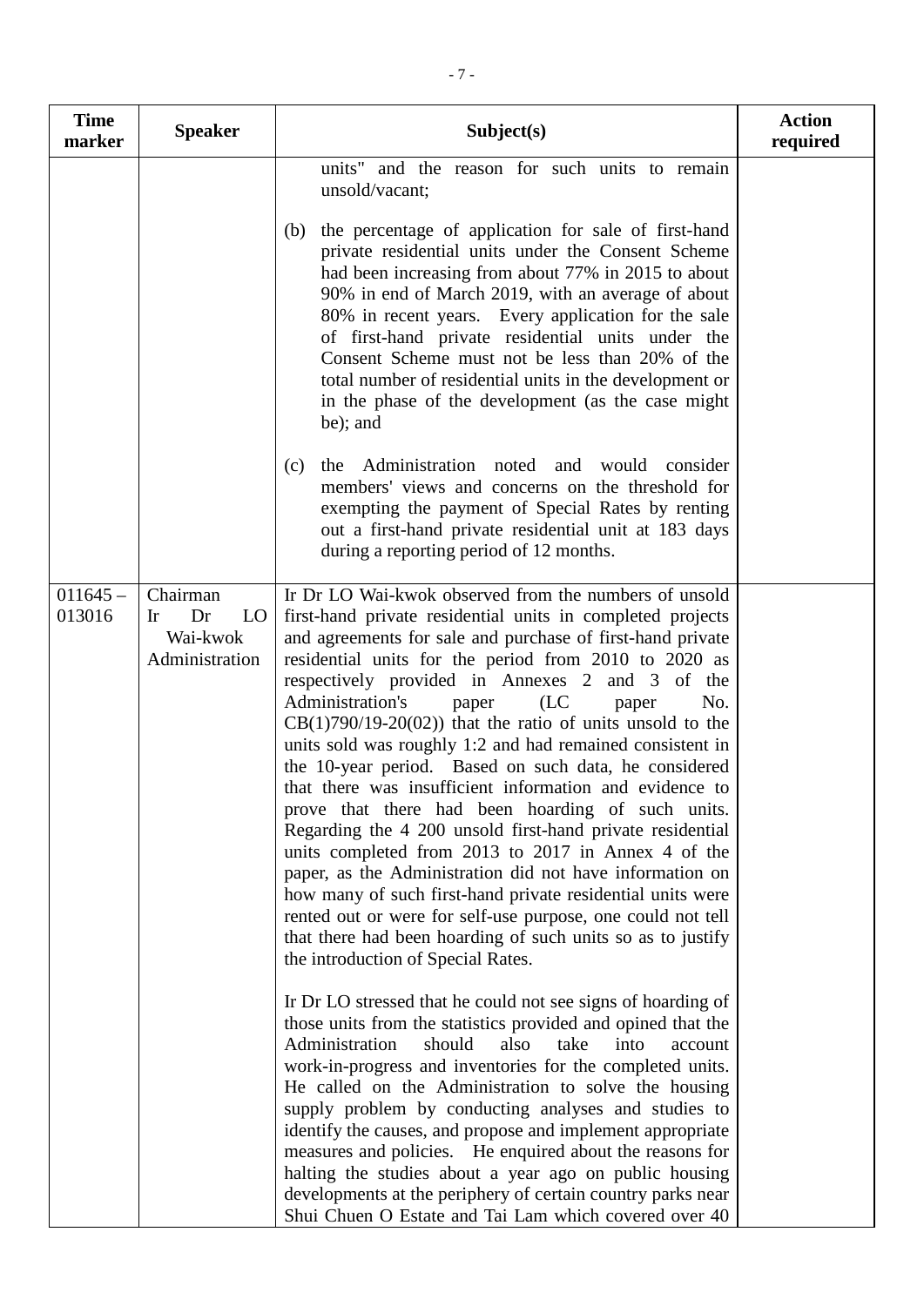| Time marker | Speaker | Subject(s) | Action required |
|---|---|---|---|
| | | units" and the reason for such units to remain unsold/vacant;<br><br>(b) the percentage of application for sale of first-hand private residential units under the Consent Scheme had been increasing from about 77% in 2015 to about 90% in end of March 2019, with an average of about 80% in recent years. Every application for the sale of first-hand private residential units under the Consent Scheme must not be less than 20% of the total number of residential units in the development or in the phase of the development (as the case might be); and<br><br>(c) the Administration noted and would consider members' views and concerns on the threshold for exempting the payment of Special Rates by renting out a first-hand private residential unit at 183 days during a reporting period of 12 months. | |
| 011645 – 013016 | Chairman<br>Ir Dr LO Wai-kwok<br>Administration | Ir Dr LO Wai-kwok observed from the numbers of unsold first-hand private residential units in completed projects and agreements for sale and purchase of first-hand private residential units for the period from 2010 to 2020 as respectively provided in Annexes 2 and 3 of the Administration's paper (LC paper No. CB(1)790/19-20(02)) that the ratio of units unsold to the units sold was roughly 1:2 and had remained consistent in the 10-year period. Based on such data, he considered that there was insufficient information and evidence to prove that there had been hoarding of such units. Regarding the 4 200 unsold first-hand private residential units completed from 2013 to 2017 in Annex 4 of the paper, as the Administration did not have information on how many of such first-hand private residential units were rented out or were for self-use purpose, one could not tell that there had been hoarding of such units so as to justify the introduction of Special Rates.<br><br>Ir Dr LO stressed that he could not see signs of hoarding of those units from the statistics provided and opined that the Administration should also take into account work-in-progress and inventories for the completed units. He called on the Administration to solve the housing supply problem by conducting analyses and studies to identify the causes, and propose and implement appropriate measures and policies. He enquired about the reasons for halting the studies about a year ago on public housing developments at the periphery of certain country parks near Shui Chuen O Estate and Tai Lam which covered over 40 | |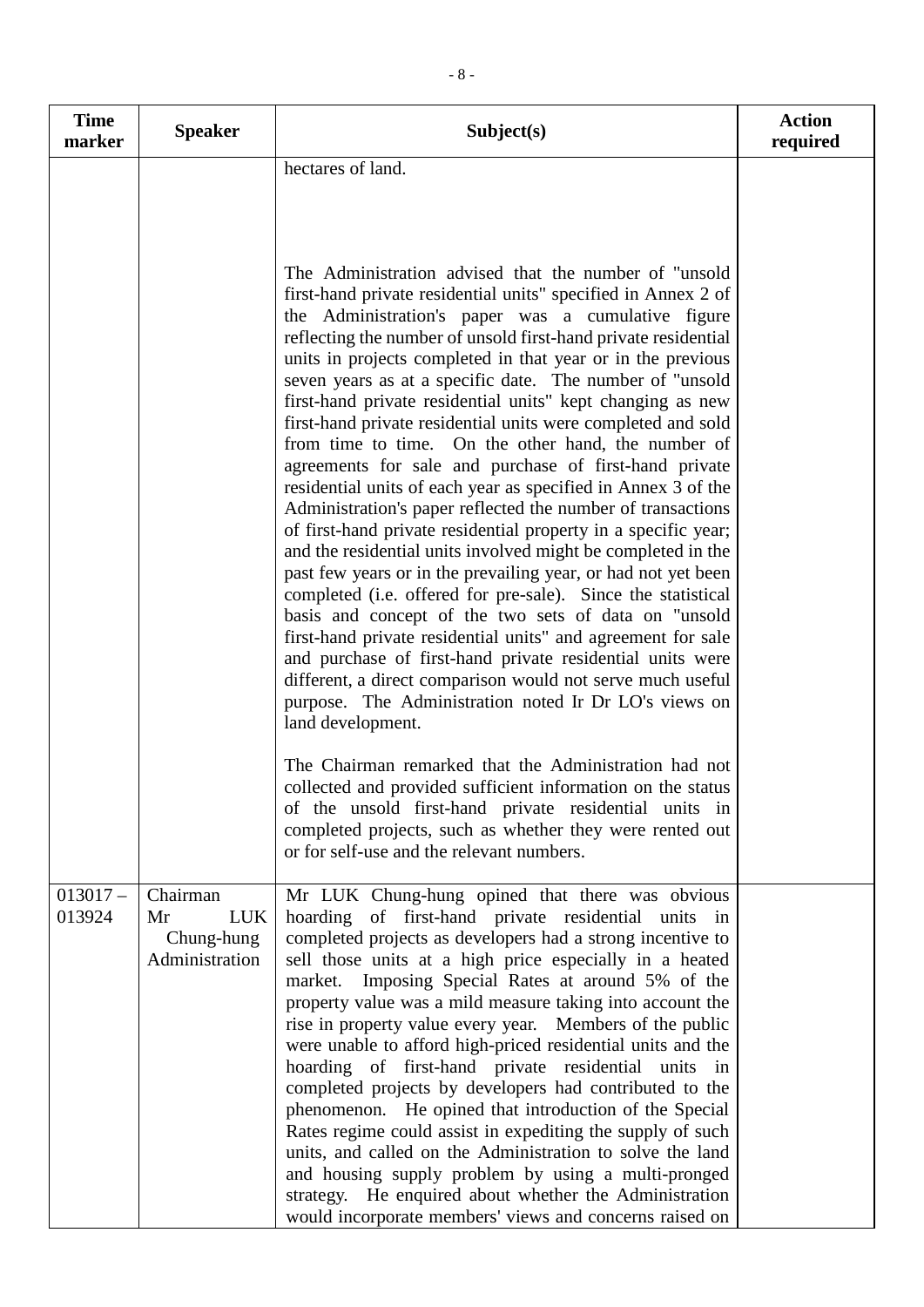| Time marker | Speaker | Subject(s) | Action required |
|---|---|---|---|
| | | hectares of land.<br><br>The Administration advised that the number of "unsold first-hand private residential units" specified in Annex 2 of the Administration's paper was a cumulative figure reflecting the number of unsold first-hand private residential units in projects completed in that year or in the previous seven years as at a specific date. The number of "unsold first-hand private residential units" kept changing as new first-hand private residential units were completed and sold from time to time. On the other hand, the number of agreements for sale and purchase of first-hand private residential units of each year as specified in Annex 3 of the Administration's paper reflected the number of transactions of first-hand private residential property in a specific year; and the residential units involved might be completed in the past few years or in the prevailing year, or had not yet been completed (i.e. offered for pre-sale). Since the statistical basis and concept of the two sets of data on "unsold first-hand private residential units" and agreement for sale and purchase of first-hand private residential units were different, a direct comparison would not serve much useful purpose. The Administration noted Ir Dr LO's views on land development.<br><br>The Chairman remarked that the Administration had not collected and provided sufficient information on the status of the unsold first-hand private residential units in completed projects, such as whether they were rented out or for self-use and the relevant numbers. | |
| 013017 – 013924 | Chairman<br>Mr LUK Chung-hung<br>Administration | Mr LUK Chung-hung opined that there was obvious hoarding of first-hand private residential units in completed projects as developers had a strong incentive to sell those units at a high price especially in a heated market. Imposing Special Rates at around 5% of the property value was a mild measure taking into account the rise in property value every year. Members of the public were unable to afford high-priced residential units and the hoarding of first-hand private residential units in completed projects by developers had contributed to the phenomenon. He opined that introduction of the Special Rates regime could assist in expediting the supply of such units, and called on the Administration to solve the land and housing supply problem by using a multi-pronged strategy. He enquired about whether the Administration would incorporate members' views and concerns raised on | |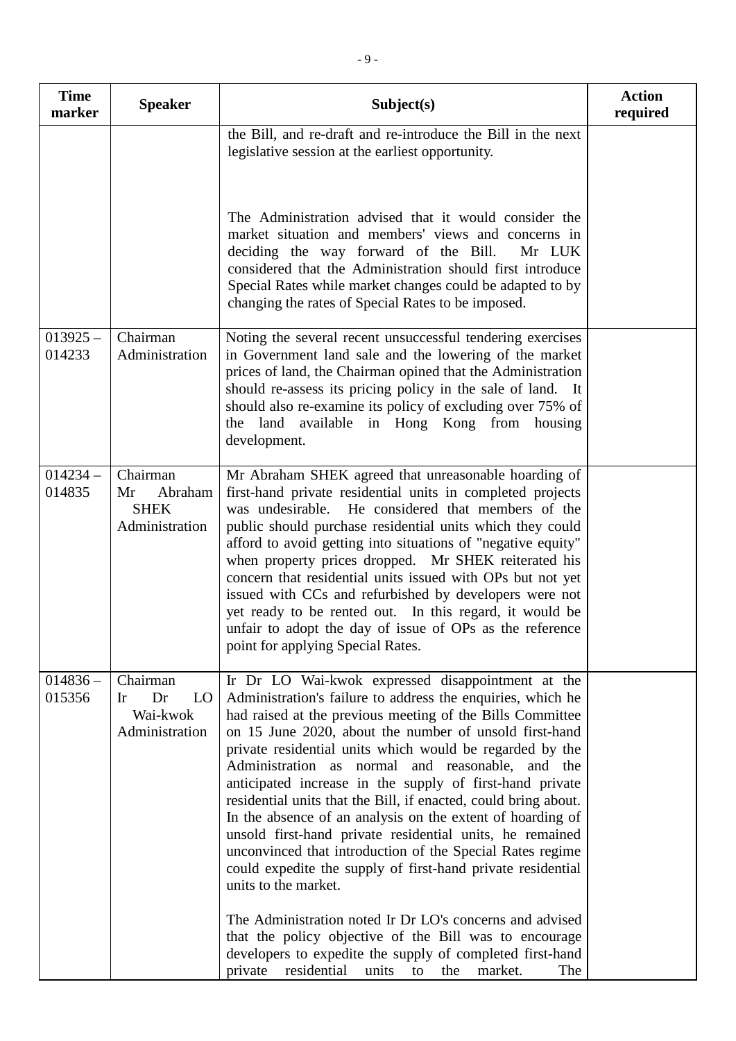| Time marker | Speaker | Subject(s) | Action required |
|---|---|---|---|
| | | the Bill, and re-draft and re-introduce the Bill in the next legislative session at the earliest opportunity.<br><br>The Administration advised that it would consider the market situation and members' views and concerns in deciding the way forward of the Bill. Mr LUK considered that the Administration should first introduce Special Rates while market changes could be adapted to by changing the rates of Special Rates to be imposed. | |
| 013925 – 014233 | Chairman<br>Administration | Noting the several recent unsuccessful tendering exercises in Government land sale and the lowering of the market prices of land, the Chairman opined that the Administration should re-assess its pricing policy in the sale of land. It should also re-examine its policy of excluding over 75% of the land available in Hong Kong from housing development. | |
| 014234 – 014835 | Chairman<br>Mr Abraham SHEK<br>Administration | Mr Abraham SHEK agreed that unreasonable hoarding of first-hand private residential units in completed projects was undesirable. He considered that members of the public should purchase residential units which they could afford to avoid getting into situations of "negative equity" when property prices dropped. Mr SHEK reiterated his concern that residential units issued with OPs but not yet issued with CCs and refurbished by developers were not yet ready to be rented out. In this regard, it would be unfair to adopt the day of issue of OPs as the reference point for applying Special Rates. | |
| 014836 – 015356 | Chairman<br>Ir Dr LO Wai-kwok<br>Administration | Ir Dr LO Wai-kwok expressed disappointment at the Administration's failure to address the enquiries, which he had raised at the previous meeting of the Bills Committee on 15 June 2020, about the number of unsold first-hand private residential units which would be regarded by the Administration as normal and reasonable, and the anticipated increase in the supply of first-hand private residential units that the Bill, if enacted, could bring about. In the absence of an analysis on the extent of hoarding of unsold first-hand private residential units, he remained unconvinced that introduction of the Special Rates regime could expedite the supply of first-hand private residential units to the market.<br><br>The Administration noted Ir Dr LO's concerns and advised that the policy objective of the Bill was to encourage developers to expedite the supply of completed first-hand private residential units to the market. The | |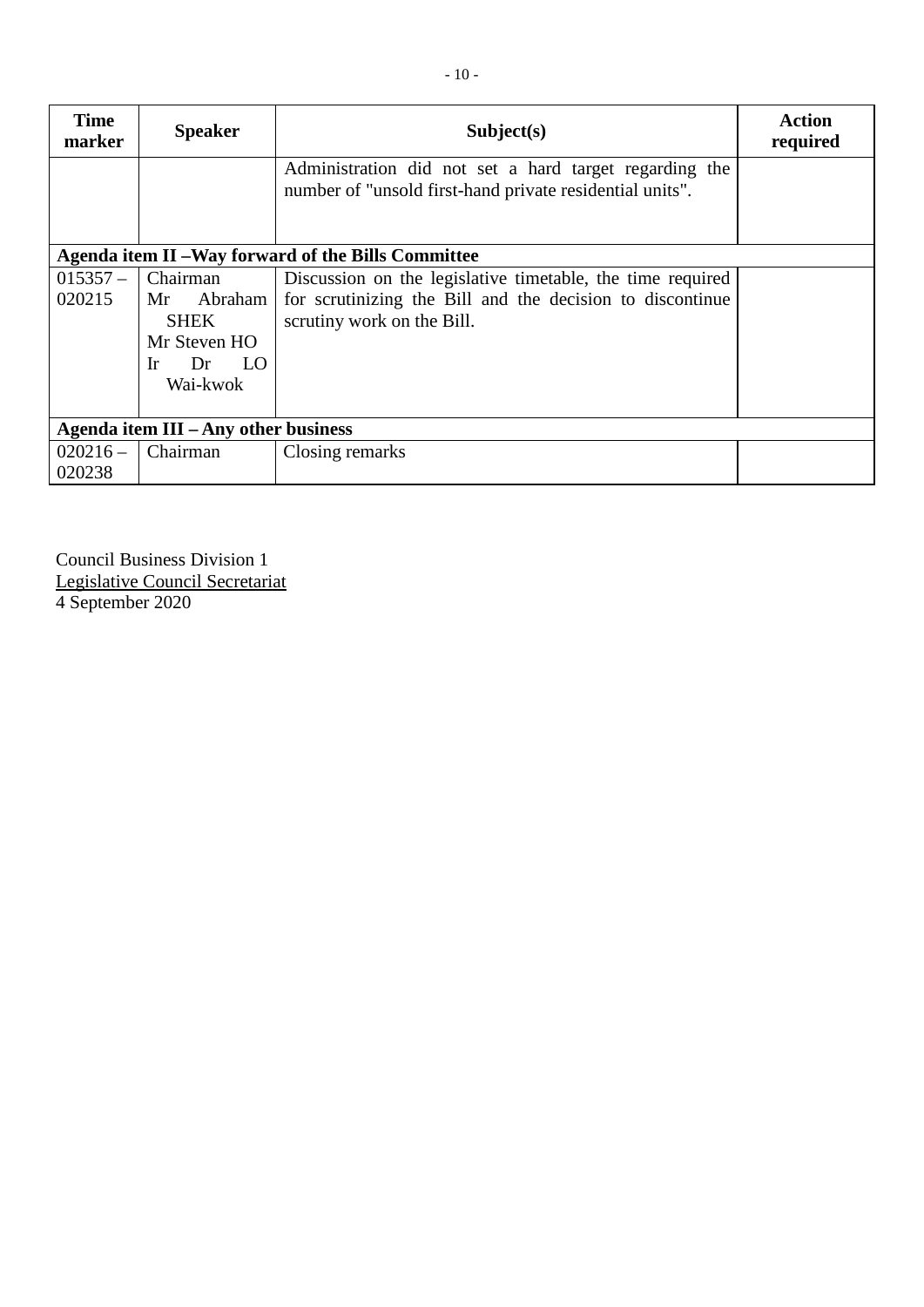| Time marker | Speaker | Subject(s) | Action required |
|---|---|---|---|
| | | Administration did not set a hard target regarding the number of "unsold first-hand private residential units". | |
| **Agenda item II –Way forward of the Bills Committee** | | | |
| 015357 – 020215 | Chairman<br>Mr Abraham SHEK<br>Mr Steven HO<br>Ir Dr LO Wai-kwok | Discussion on the legislative timetable, the time required for scrutinizing the Bill and the decision to discontinue scrutiny work on the Bill. | |
| **Agenda item III – Any other business** | | | |
| 020216 – 020238 | Chairman | Closing remarks | |

Council Business Division 1
Legislative Council Secretariat
4 September 2020